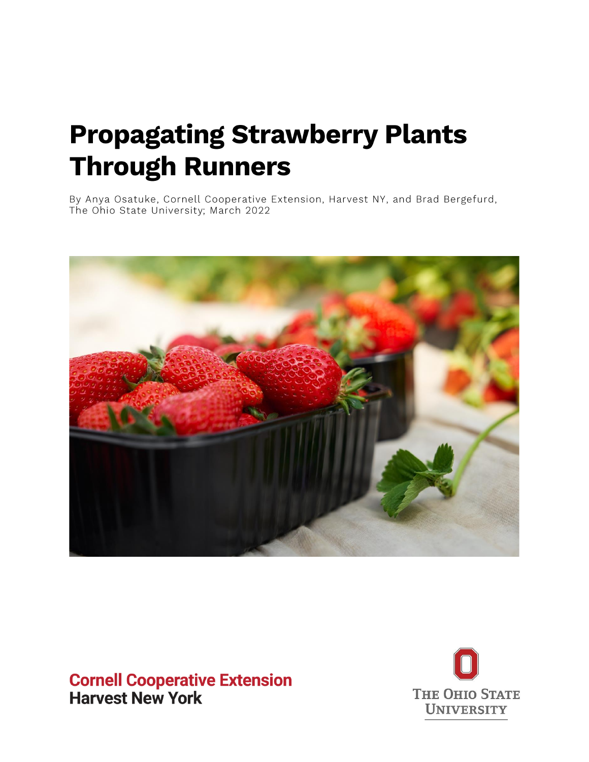# Propagating Strawberry Plants Through Runners

By Anya Osatuke, Cornell Cooperative Extension, Harvest NY, and Brad Bergefurd, The Ohio State University; March 2022

**Cornell Cooperative Extension**
**Harvest New York**

THE OHIO STATE UNIVERSITY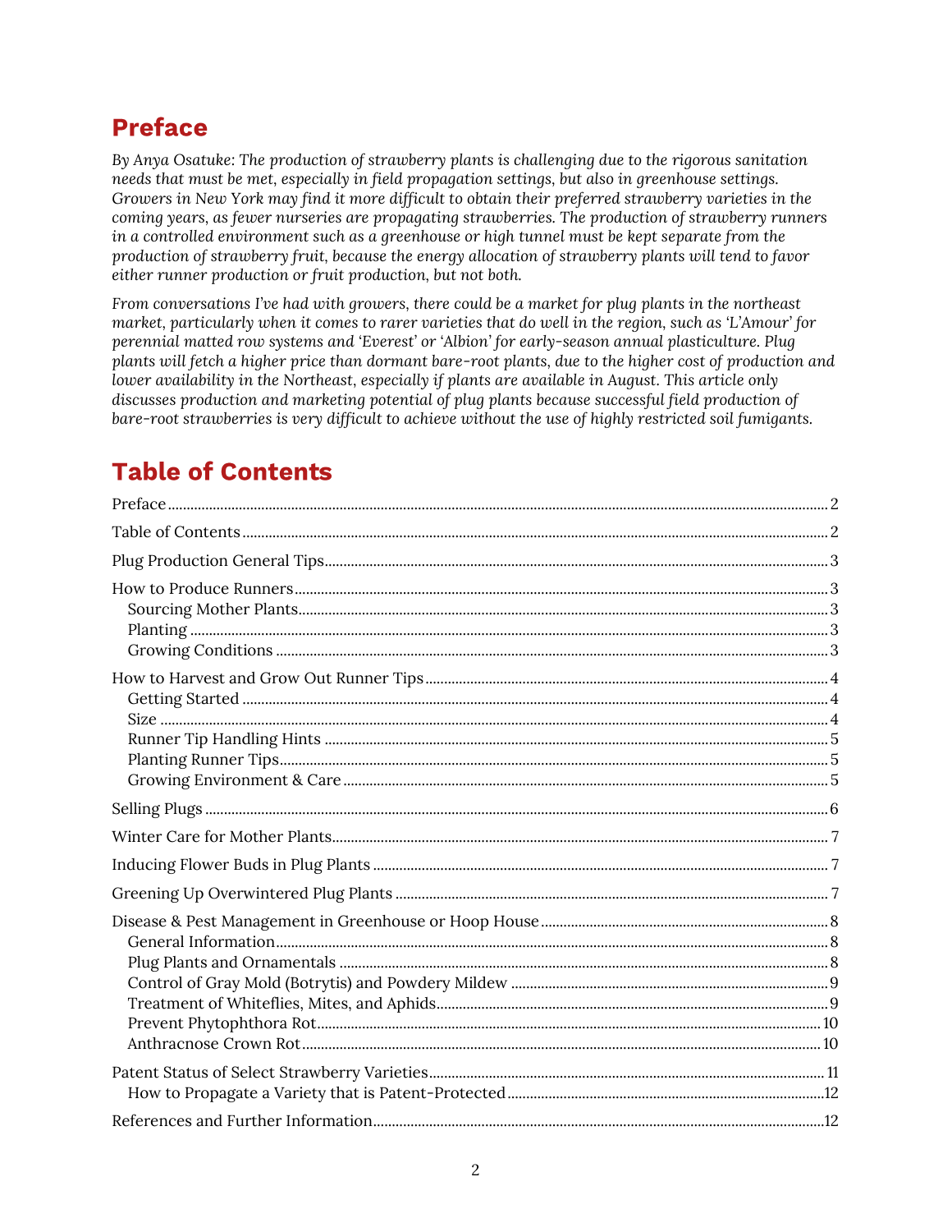# Preface

*By Anya Osatuke: The production of strawberry plants is challenging due to the rigorous sanitation needs that must be met, especially in field propagation settings, but also in greenhouse settings. Growers in New York may find it more difficult to obtain their preferred strawberry varieties in the coming years, as fewer nurseries are propagating strawberries. The production of strawberry runners in a controlled environment such as a greenhouse or high tunnel must be kept separate from the production of strawberry fruit, because the energy allocation of strawberry plants will tend to favor either runner production or fruit production, but not both.*

*From conversations I've had with growers, there could be a market for plug plants in the northeast market, particularly when it comes to rarer varieties that do well in the region, such as 'L'Amour' for perennial matted row systems and 'Everest' or 'Albion' for early-season annual plasticulture. Plug plants will fetch a higher price than dormant bare-root plants, due to the higher cost of production and lower availability in the Northeast, especially if plants are available in August. This article only discusses production and marketing potential of plug plants because successful field production of bare-root strawberries is very difficult to achieve without the use of highly restricted soil fumigants.*

# Table of Contents

- Preface ..... 2
- Table of Contents ..... 2
- Plug Production General Tips ..... 3
- How to Produce Runners ..... 3
  - Sourcing Mother Plants ..... 3
  - Planting ..... 3
  - Growing Conditions ..... 3
- How to Harvest and Grow Out Runner Tips ..... 4
  - Getting Started ..... 4
  - Size ..... 4
  - Runner Tip Handling Hints ..... 5
  - Planting Runner Tips ..... 5
  - Growing Environment & Care ..... 5
- Selling Plugs ..... 6
- Winter Care for Mother Plants ..... 7
- Inducing Flower Buds in Plug Plants ..... 7
- Greening Up Overwintered Plug Plants ..... 7
- Disease & Pest Management in Greenhouse or Hoop House ..... 8
  - General Information ..... 8
  - Plug Plants and Ornamentals ..... 8
  - Control of Gray Mold (Botrytis) and Powdery Mildew ..... 9
  - Treatment of Whiteflies, Mites, and Aphids ..... 9
  - Prevent Phytophthora Rot ..... 10
  - Anthracnose Crown Rot ..... 10
- Patent Status of Select Strawberry Varieties ..... 11
  - How to Propagate a Variety that is Patent-Protected ..... 12
- References and Further Information ..... 12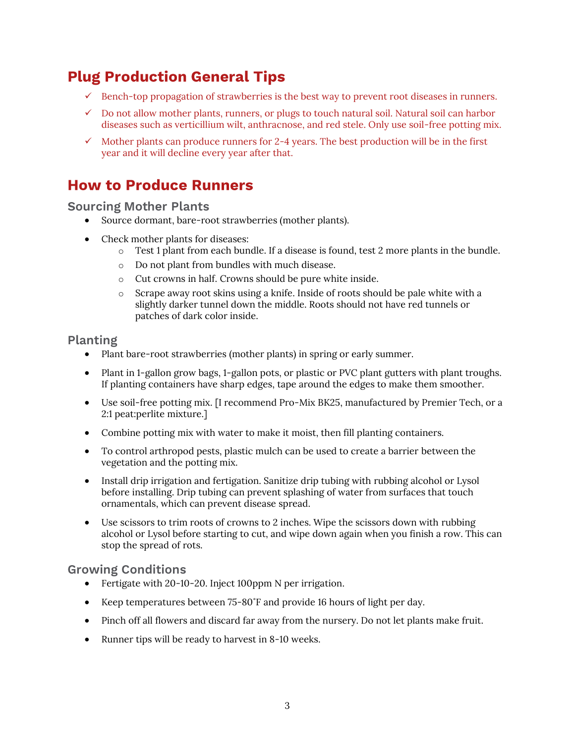## Plug Production General Tips

- ✓ Bench-top propagation of strawberries is the best way to prevent root diseases in runners.
- ✓ Do not allow mother plants, runners, or plugs to touch natural soil. Natural soil can harbor diseases such as verticillium wilt, anthracnose, and red stele. Only use soil-free potting mix.
- ✓ Mother plants can produce runners for 2-4 years. The best production will be in the first year and it will decline every year after that.

## How to Produce Runners

### Sourcing Mother Plants

- Source dormant, bare-root strawberries (mother plants).
- Check mother plants for diseases:
  - Test 1 plant from each bundle. If a disease is found, test 2 more plants in the bundle.
  - Do not plant from bundles with much disease.
  - Cut crowns in half. Crowns should be pure white inside.
  - Scrape away root skins using a knife. Inside of roots should be pale white with a slightly darker tunnel down the middle. Roots should not have red tunnels or patches of dark color inside.

### Planting

- Plant bare-root strawberries (mother plants) in spring or early summer.
- Plant in 1-gallon grow bags, 1-gallon pots, or plastic or PVC plant gutters with plant troughs. If planting containers have sharp edges, tape around the edges to make them smoother.
- Use soil-free potting mix. [I recommend Pro-Mix BK25, manufactured by Premier Tech, or a 2:1 peat:perlite mixture.]
- Combine potting mix with water to make it moist, then fill planting containers.
- To control arthropod pests, plastic mulch can be used to create a barrier between the vegetation and the potting mix.
- Install drip irrigation and fertigation. Sanitize drip tubing with rubbing alcohol or Lysol before installing. Drip tubing can prevent splashing of water from surfaces that touch ornamentals, which can prevent disease spread.
- Use scissors to trim roots of crowns to 2 inches. Wipe the scissors down with rubbing alcohol or Lysol before starting to cut, and wipe down again when you finish a row. This can stop the spread of rots.

### Growing Conditions

- Fertigate with 20-10-20. Inject 100ppm N per irrigation.
- Keep temperatures between 75-80˚F and provide 16 hours of light per day.
- Pinch off all flowers and discard far away from the nursery. Do not let plants make fruit.
- Runner tips will be ready to harvest in 8-10 weeks.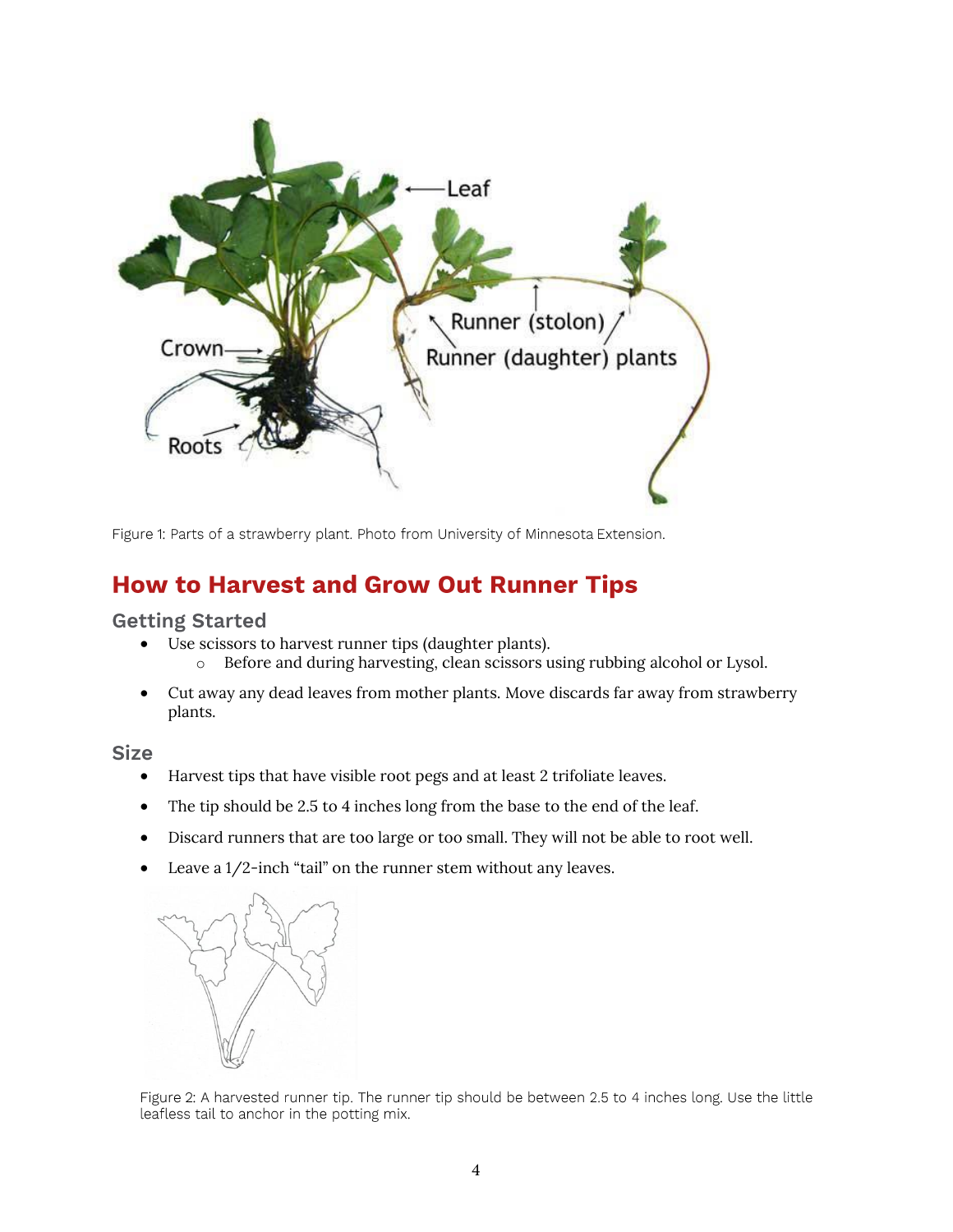Figure 1: Parts of a strawberry plant. Photo from University of Minnesota Extension.

## How to Harvest and Grow Out Runner Tips

### Getting Started

- Use scissors to harvest runner tips (daughter plants).
  - Before and during harvesting, clean scissors using rubbing alcohol or Lysol.
- Cut away any dead leaves from mother plants. Move discards far away from strawberry plants.

### Size

- Harvest tips that have visible root pegs and at least 2 trifoliate leaves.
- The tip should be 2.5 to 4 inches long from the base to the end of the leaf.
- Discard runners that are too large or too small. They will not be able to root well.
- Leave a 1/2-inch "tail" on the runner stem without any leaves.

Figure 2: A harvested runner tip. The runner tip should be between 2.5 to 4 inches long. Use the little leafless tail to anchor in the potting mix.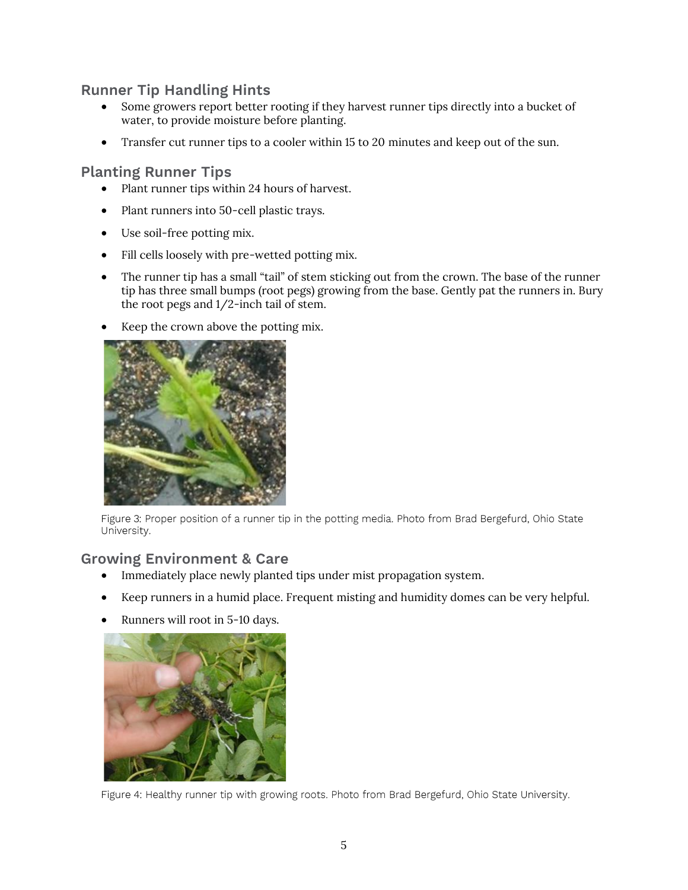## Runner Tip Handling Hints

- Some growers report better rooting if they harvest runner tips directly into a bucket of water, to provide moisture before planting.
- Transfer cut runner tips to a cooler within 15 to 20 minutes and keep out of the sun.

## Planting Runner Tips

- Plant runner tips within 24 hours of harvest.
- Plant runners into 50-cell plastic trays.
- Use soil-free potting mix.
- Fill cells loosely with pre-wetted potting mix.
- The runner tip has a small "tail" of stem sticking out from the crown. The base of the runner tip has three small bumps (root pegs) growing from the base. Gently pat the runners in. Bury the root pegs and 1/2-inch tail of stem.
- Keep the crown above the potting mix.

Figure 3: Proper position of a runner tip in the potting media. Photo from Brad Bergefurd, Ohio State University.

## Growing Environment & Care

- Immediately place newly planted tips under mist propagation system.
- Keep runners in a humid place. Frequent misting and humidity domes can be very helpful.
- Runners will root in 5-10 days.

Figure 4: Healthy runner tip with growing roots. Photo from Brad Bergefurd, Ohio State University.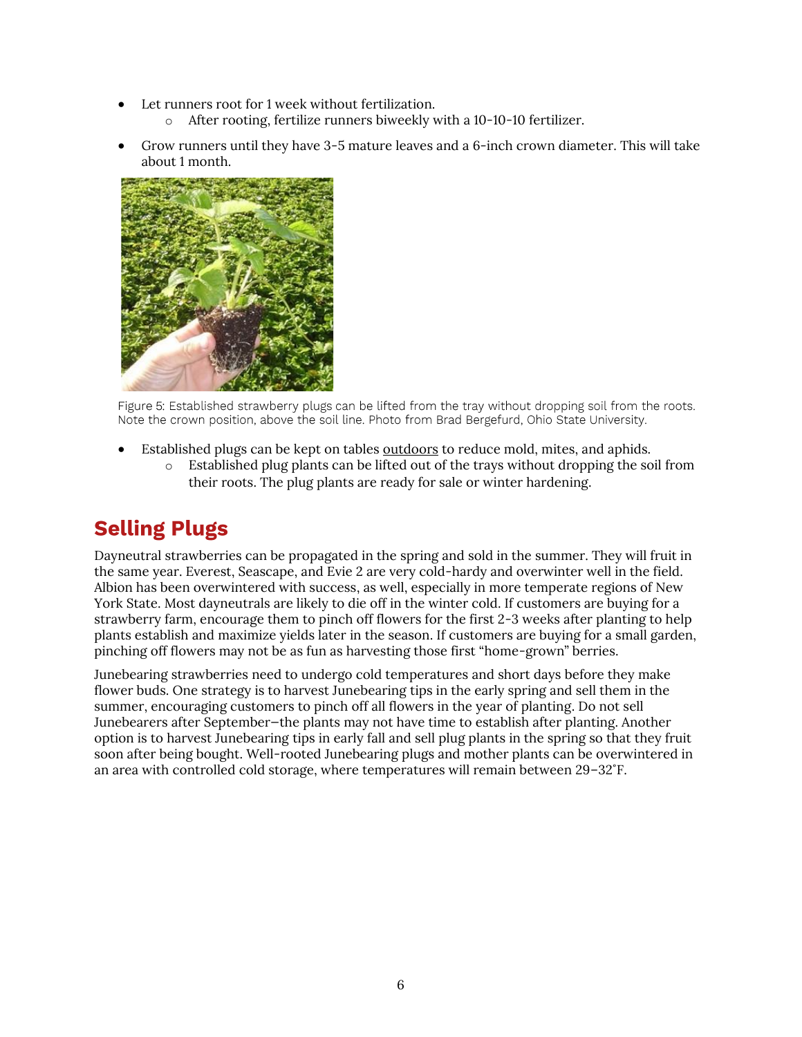- Let runners root for 1 week without fertilization.
    - After rooting, fertilize runners biweekly with a 10-10-10 fertilizer.
- Grow runners until they have 3-5 mature leaves and a 6-inch crown diameter. This will take about 1 month.

Figure 5: Established strawberry plugs can be lifted from the tray without dropping soil from the roots. Note the crown position, above the soil line. Photo from Brad Bergefurd, Ohio State University.

- Established plugs can be kept on tables <u>outdoors</u> to reduce mold, mites, and aphids.
    - Established plug plants can be lifted out of the trays without dropping the soil from their roots. The plug plants are ready for sale or winter hardening.

## Selling Plugs

Dayneutral strawberries can be propagated in the spring and sold in the summer. They will fruit in the same year. Everest, Seascape, and Evie 2 are very cold-hardy and overwinter well in the field. Albion has been overwintered with success, as well, especially in more temperate regions of New York State. Most dayneutrals are likely to die off in the winter cold. If customers are buying for a strawberry farm, encourage them to pinch off flowers for the first 2-3 weeks after planting to help plants establish and maximize yields later in the season. If customers are buying for a small garden, pinching off flowers may not be as fun as harvesting those first "home-grown" berries.

Junebearing strawberries need to undergo cold temperatures and short days before they make flower buds. One strategy is to harvest Junebearing tips in the early spring and sell them in the summer, encouraging customers to pinch off all flowers in the year of planting. Do not sell Junebearers after September–the plants may not have time to establish after planting. Another option is to harvest Junebearing tips in early fall and sell plug plants in the spring so that they fruit soon after being bought. Well-rooted Junebearing plugs and mother plants can be overwintered in an area with controlled cold storage, where temperatures will remain between 29–32˚F.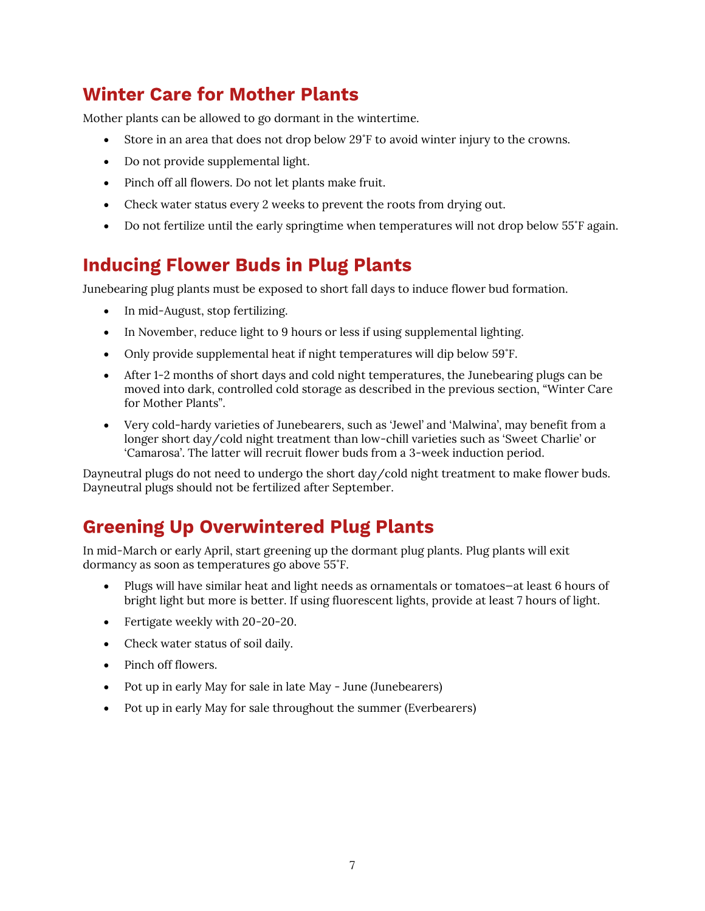## Winter Care for Mother Plants

Mother plants can be allowed to go dormant in the wintertime.

- Store in an area that does not drop below 29˚F to avoid winter injury to the crowns.
- Do not provide supplemental light.
- Pinch off all flowers. Do not let plants make fruit.
- Check water status every 2 weeks to prevent the roots from drying out.
- Do not fertilize until the early springtime when temperatures will not drop below 55˚F again.

## Inducing Flower Buds in Plug Plants

Junebearing plug plants must be exposed to short fall days to induce flower bud formation.

- In mid-August, stop fertilizing.
- In November, reduce light to 9 hours or less if using supplemental lighting.
- Only provide supplemental heat if night temperatures will dip below 59˚F.
- After 1-2 months of short days and cold night temperatures, the Junebearing plugs can be moved into dark, controlled cold storage as described in the previous section, "Winter Care for Mother Plants".
- Very cold-hardy varieties of Junebearers, such as 'Jewel' and 'Malwina', may benefit from a longer short day/cold night treatment than low-chill varieties such as 'Sweet Charlie' or 'Camarosa'. The latter will recruit flower buds from a 3-week induction period.

Dayneutral plugs do not need to undergo the short day/cold night treatment to make flower buds. Dayneutral plugs should not be fertilized after September.

## Greening Up Overwintered Plug Plants

In mid-March or early April, start greening up the dormant plug plants. Plug plants will exit dormancy as soon as temperatures go above 55˚F.

- Plugs will have similar heat and light needs as ornamentals or tomatoes—at least 6 hours of bright light but more is better. If using fluorescent lights, provide at least 7 hours of light.
- Fertigate weekly with 20-20-20.
- Check water status of soil daily.
- Pinch off flowers.
- Pot up in early May for sale in late May - June (Junebearers)
- Pot up in early May for sale throughout the summer (Everbearers)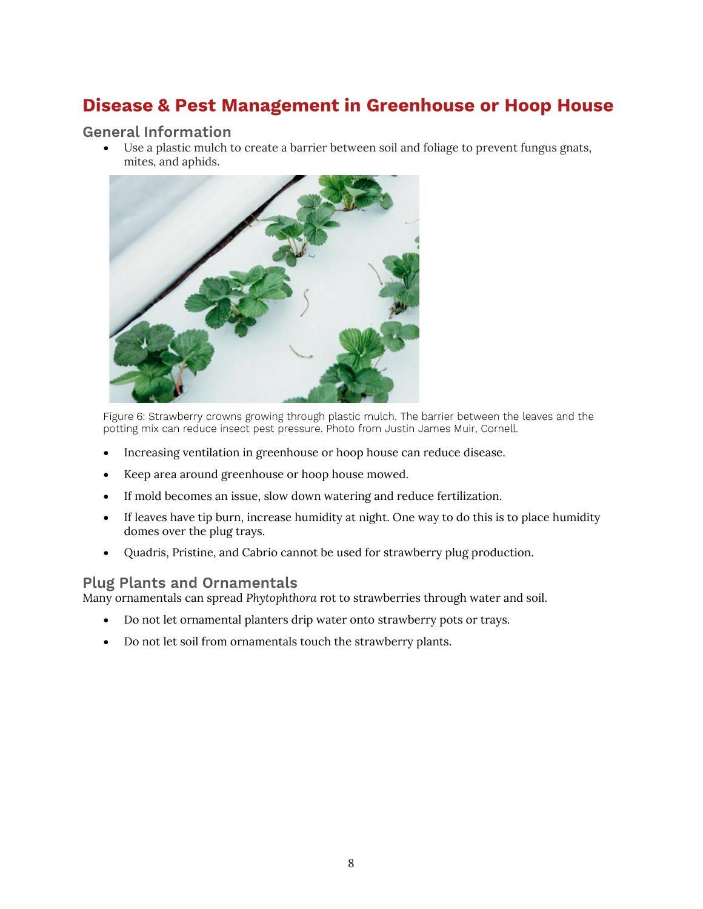## Disease & Pest Management in Greenhouse or Hoop House

### General Information

- Use a plastic mulch to create a barrier between soil and foliage to prevent fungus gnats, mites, and aphids.

Figure 6: Strawberry crowns growing through plastic mulch. The barrier between the leaves and the potting mix can reduce insect pest pressure. Photo from Justin James Muir, Cornell.

- Increasing ventilation in greenhouse or hoop house can reduce disease.
- Keep area around greenhouse or hoop house mowed.
- If mold becomes an issue, slow down watering and reduce fertilization.
- If leaves have tip burn, increase humidity at night. One way to do this is to place humidity domes over the plug trays.
- Quadris, Pristine, and Cabrio cannot be used for strawberry plug production.

### Plug Plants and Ornamentals

Many ornamentals can spread *Phytophthora* rot to strawberries through water and soil.

- Do not let ornamental planters drip water onto strawberry pots or trays.
- Do not let soil from ornamentals touch the strawberry plants.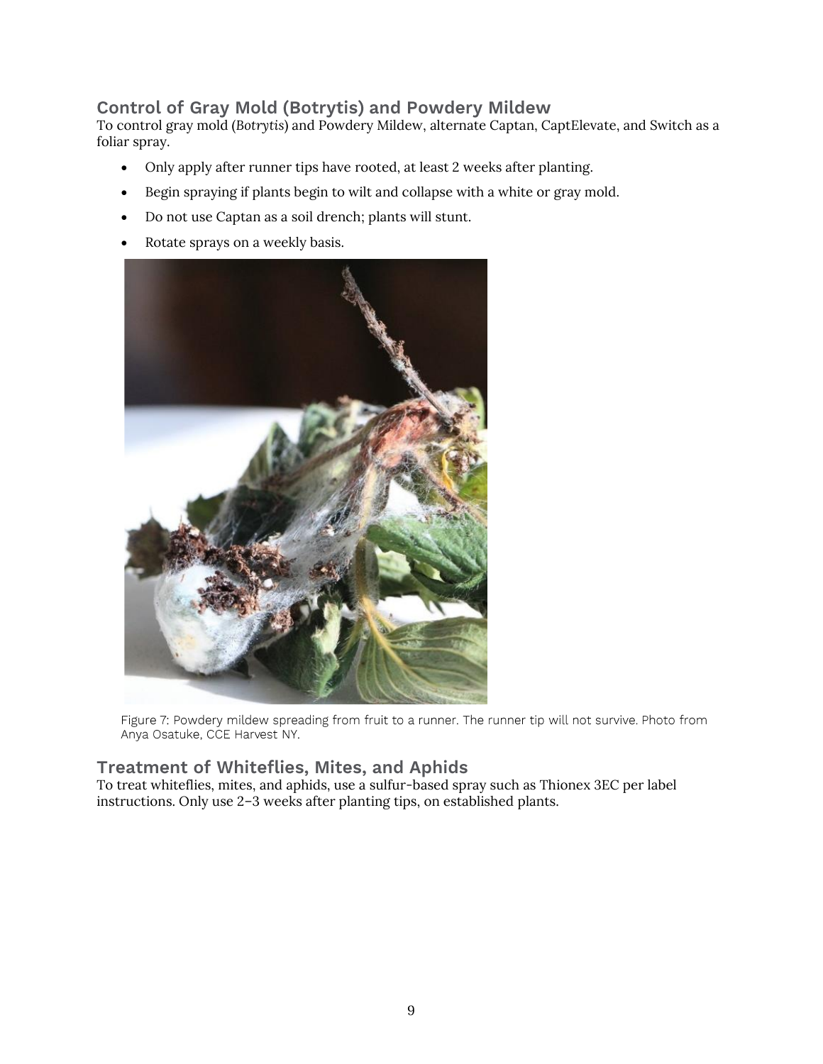## Control of Gray Mold (Botrytis) and Powdery Mildew

To control gray mold (*Botrytis*) and Powdery Mildew, alternate Captan, CaptElevate, and Switch as a foliar spray.

- Only apply after runner tips have rooted, at least 2 weeks after planting.
- Begin spraying if plants begin to wilt and collapse with a white or gray mold.
- Do not use Captan as a soil drench; plants will stunt.
- Rotate sprays on a weekly basis.

Figure 7: Powdery mildew spreading from fruit to a runner. The runner tip will not survive. Photo from Anya Osatuke, CCE Harvest NY.

## Treatment of Whiteflies, Mites, and Aphids

To treat whiteflies, mites, and aphids, use a sulfur-based spray such as Thionex 3EC per label instructions. Only use 2–3 weeks after planting tips, on established plants.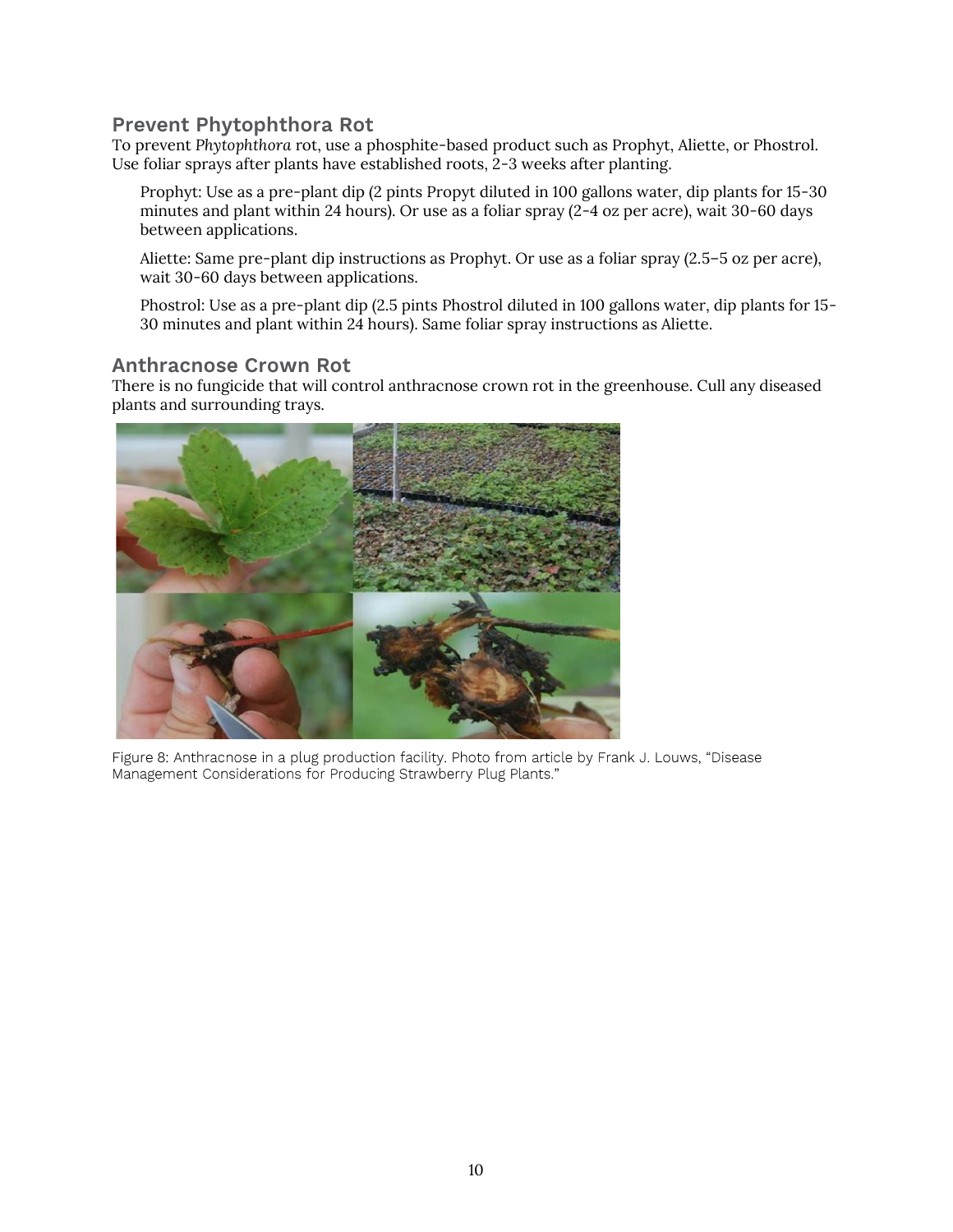## Prevent Phytophthora Rot

To prevent *Phytophthora* rot, use a phosphite-based product such as Prophyt, Aliette, or Phostrol. Use foliar sprays after plants have established roots, 2-3 weeks after planting.

Prophyt: Use as a pre-plant dip (2 pints Propyt diluted in 100 gallons water, dip plants for 15-30 minutes and plant within 24 hours). Or use as a foliar spray (2-4 oz per acre), wait 30-60 days between applications.

Aliette: Same pre-plant dip instructions as Prophyt. Or use as a foliar spray (2.5–5 oz per acre), wait 30-60 days between applications.

Phostrol: Use as a pre-plant dip (2.5 pints Phostrol diluted in 100 gallons water, dip plants for 15-30 minutes and plant within 24 hours). Same foliar spray instructions as Aliette.

## Anthracnose Crown Rot

There is no fungicide that will control anthracnose crown rot in the greenhouse. Cull any diseased plants and surrounding trays.

Figure 8: Anthracnose in a plug production facility. Photo from article by Frank J. Louws, "Disease Management Considerations for Producing Strawberry Plug Plants."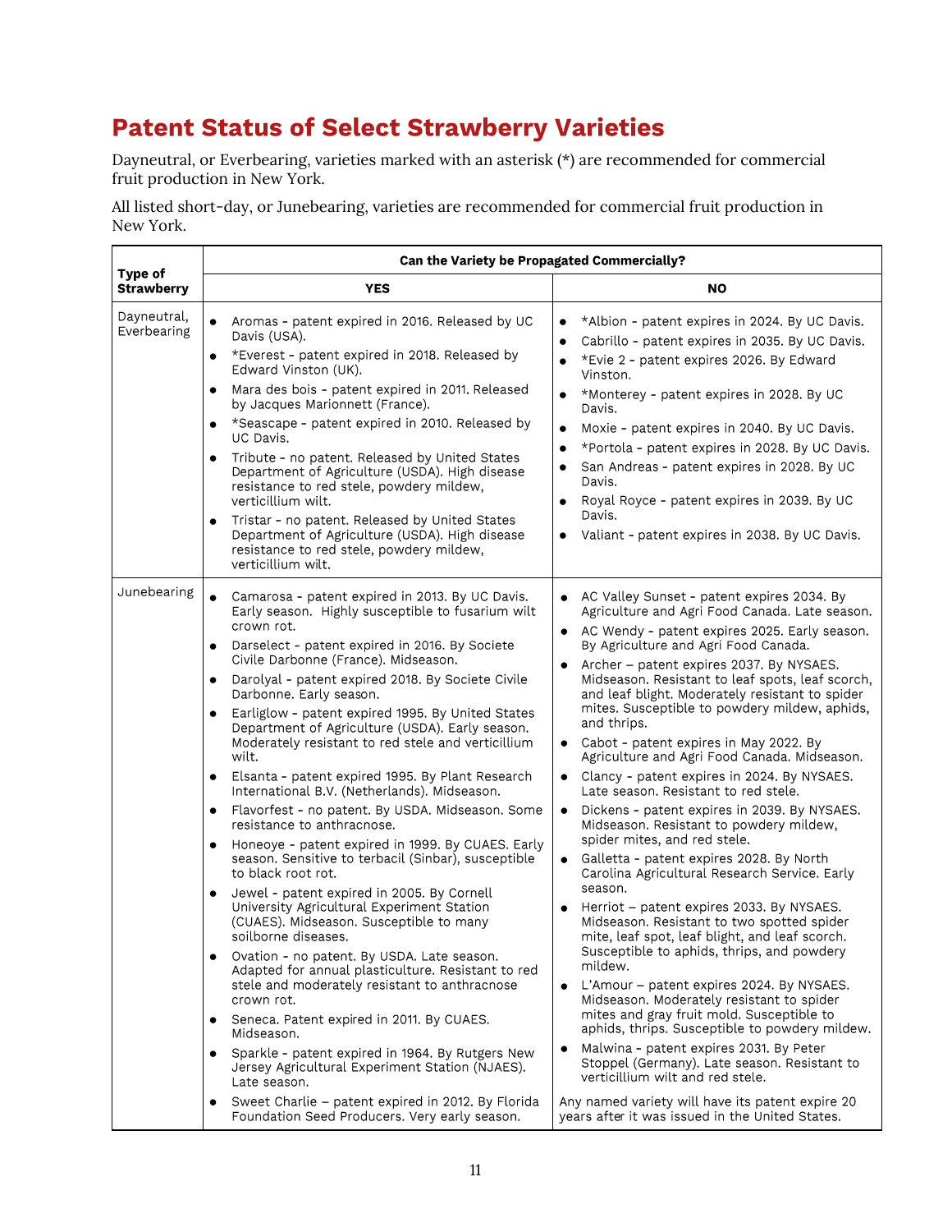# Patent Status of Select Strawberry Varieties

Dayneutral, or Everbearing, varieties marked with an asterisk (*) are recommended for commercial fruit production in New York.

All listed short-day, or Junebearing, varieties are recommended for commercial fruit production in New York.

| Type of Strawberry | Can the Variety be Propagated Commercially? | |
|---|---|---|
| | **YES** | **NO** |
| Dayneutral, Everbearing | • Aromas - patent expired in 2016. Released by UC Davis (USA).<br>• *Everest - patent expired in 2018. Released by Edward Vinston (UK).<br>• Mara des bois - patent expired in 2011. Released by Jacques Marionnett (France).<br>• *Seascape - patent expired in 2010. Released by UC Davis.<br>• Tribute - no patent. Released by United States Department of Agriculture (USDA). High disease resistance to red stele, powdery mildew, verticillium wilt.<br>• Tristar - no patent. Released by United States Department of Agriculture (USDA). High disease resistance to red stele, powdery mildew, verticillium wilt. | • *Albion - patent expires in 2024. By UC Davis.<br>• Cabrillo - patent expires in 2035. By UC Davis.<br>• *Evie 2 - patent expires 2026. By Edward Vinston.<br>• *Monterey - patent expires in 2028. By UC Davis.<br>• Moxie - patent expires in 2040. By UC Davis.<br>• *Portola - patent expires in 2028. By UC Davis.<br>• San Andreas - patent expires in 2028. By UC Davis.<br>• Royal Royce - patent expires in 2039. By UC Davis.<br>• Valiant - patent expires in 2038. By UC Davis. |
| Junebearing | • Camarosa - patent expired in 2013. By UC Davis. Early season. Highly susceptible to fusarium wilt crown rot.<br>• Darselect - patent expired in 2016. By Societe Civile Darbonne (France). Midseason.<br>• Darolyal - patent expired 2018. By Societe Civile Darbonne. Early season.<br>• Earliglow - patent expired 1995. By United States Department of Agriculture (USDA). Early season. Moderately resistant to red stele and verticillium wilt.<br>• Elsanta - patent expired 1995. By Plant Research International B.V. (Netherlands). Midseason.<br>• Flavorfest - no patent. By USDA. Midseason. Some resistance to anthracnose.<br>• Honeoye - patent expired in 1999. By CUAES. Early season. Sensitive to terbacil (Sinbar), susceptible to black root rot.<br>• Jewel - patent expired in 2005. By Cornell University Agricultural Experiment Station (CUAES). Midseason. Susceptible to many soilborne diseases.<br>• Ovation - no patent. By USDA. Late season. Adapted for annual plasticulture. Resistant to red stele and moderately resistant to anthracnose crown rot.<br>• Seneca. Patent expired in 2011. By CUAES. Midseason.<br>• Sparkle - patent expired in 1964. By Rutgers New Jersey Agricultural Experiment Station (NJAES). Late season.<br>• Sweet Charlie – patent expired in 2012. By Florida Foundation Seed Producers. Very early season. | • AC Valley Sunset - patent expires 2034. By Agriculture and Agri Food Canada. Late season.<br>• AC Wendy - patent expires 2025. Early season. By Agriculture and Agri Food Canada.<br>• Archer – patent expires 2037. By NYSAES. Midseason. Resistant to leaf spots, leaf scorch, and leaf blight. Moderately resistant to spider mites. Susceptible to powdery mildew, aphids, and thrips.<br>• Cabot - patent expires in May 2022. By Agriculture and Agri Food Canada. Midseason.<br>• Clancy - patent expires in 2024. By NYSAES. Late season. Resistant to red stele.<br>• Dickens - patent expires in 2039. By NYSAES. Midseason. Resistant to powdery mildew, spider mites, and red stele.<br>• Galletta - patent expires 2028. By North Carolina Agricultural Research Service. Early season.<br>• Herriot – patent expires 2033. By NYSAES. Midseason. Resistant to two spotted spider mite, leaf spot, leaf blight, and leaf scorch. Susceptible to aphids, thrips, and powdery mildew.<br>• L'Amour – patent expires 2024. By NYSAES. Midseason. Moderately resistant to spider mites and gray fruit mold. Susceptible to aphids, thrips. Susceptible to powdery mildew.<br>• Malwina - patent expires 2031. By Peter Stoppel (Germany). Late season. Resistant to verticillium wilt and red stele.<br><br>Any named variety will have its patent expire 20 years after it was issued in the United States. |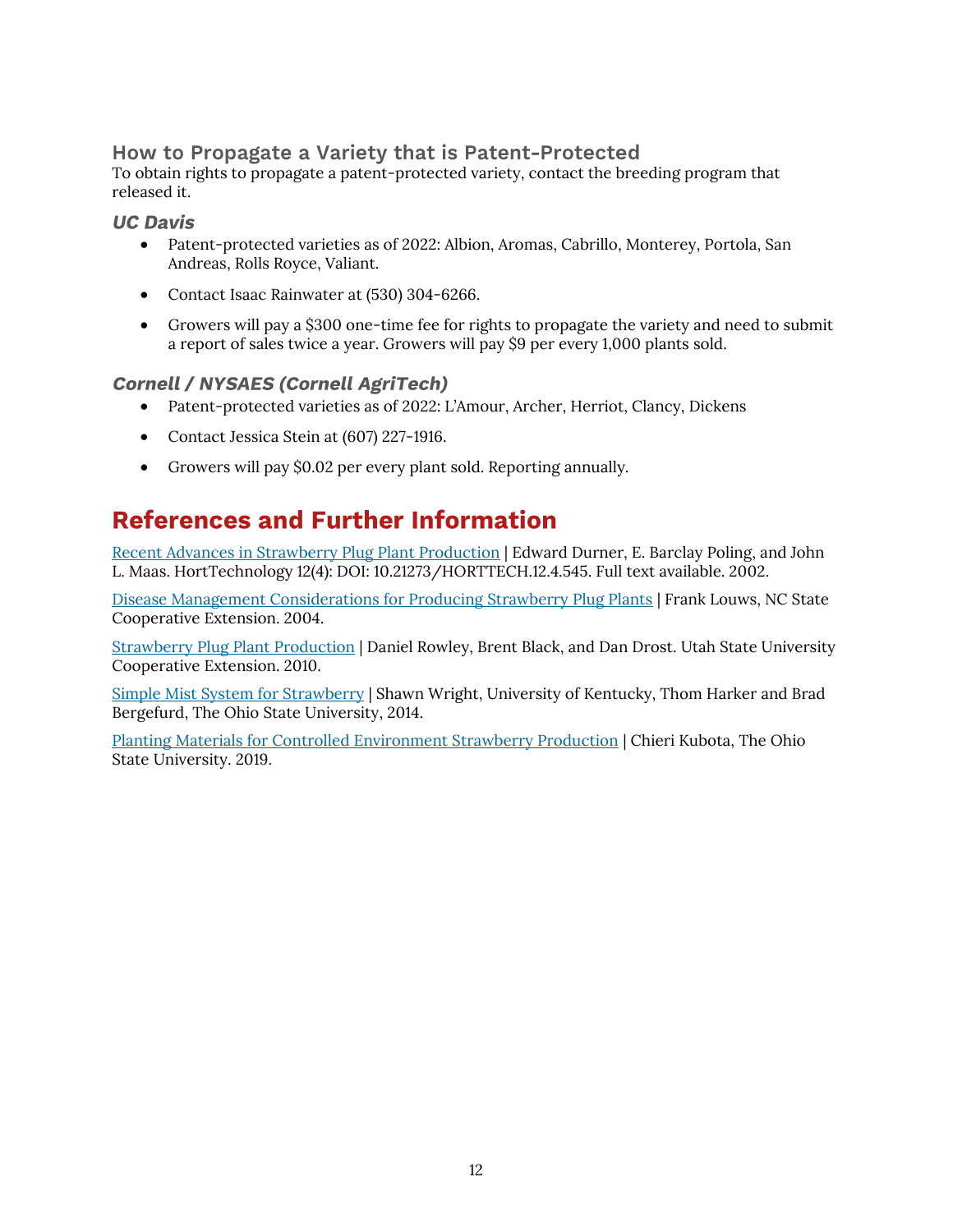### How to Propagate a Variety that is Patent-Protected

To obtain rights to propagate a patent-protected variety, contact the breeding program that released it.

#### *UC Davis*

- Patent-protected varieties as of 2022: Albion, Aromas, Cabrillo, Monterey, Portola, San Andreas, Rolls Royce, Valiant.
- Contact Isaac Rainwater at (530) 304-6266.
- Growers will pay a $300 one-time fee for rights to propagate the variety and need to submit a report of sales twice a year. Growers will pay $9 per every 1,000 plants sold.

#### *Cornell / NYSAES (Cornell AgriTech)*

- Patent-protected varieties as of 2022: L'Amour, Archer, Herriot, Clancy, Dickens
- Contact Jessica Stein at (607) 227-1916.
- Growers will pay $0.02 per every plant sold. Reporting annually.

## References and Further Information

Recent Advances in Strawberry Plug Plant Production | Edward Durner, E. Barclay Poling, and John L. Maas. HortTechnology 12(4): DOI: 10.21273/HORTTECH.12.4.545. Full text available. 2002.

Disease Management Considerations for Producing Strawberry Plug Plants | Frank Louws, NC State Cooperative Extension. 2004.

Strawberry Plug Plant Production | Daniel Rowley, Brent Black, and Dan Drost. Utah State University Cooperative Extension. 2010.

Simple Mist System for Strawberry | Shawn Wright, University of Kentucky, Thom Harker and Brad Bergefurd, The Ohio State University, 2014.

Planting Materials for Controlled Environment Strawberry Production | Chieri Kubota, The Ohio State University. 2019.